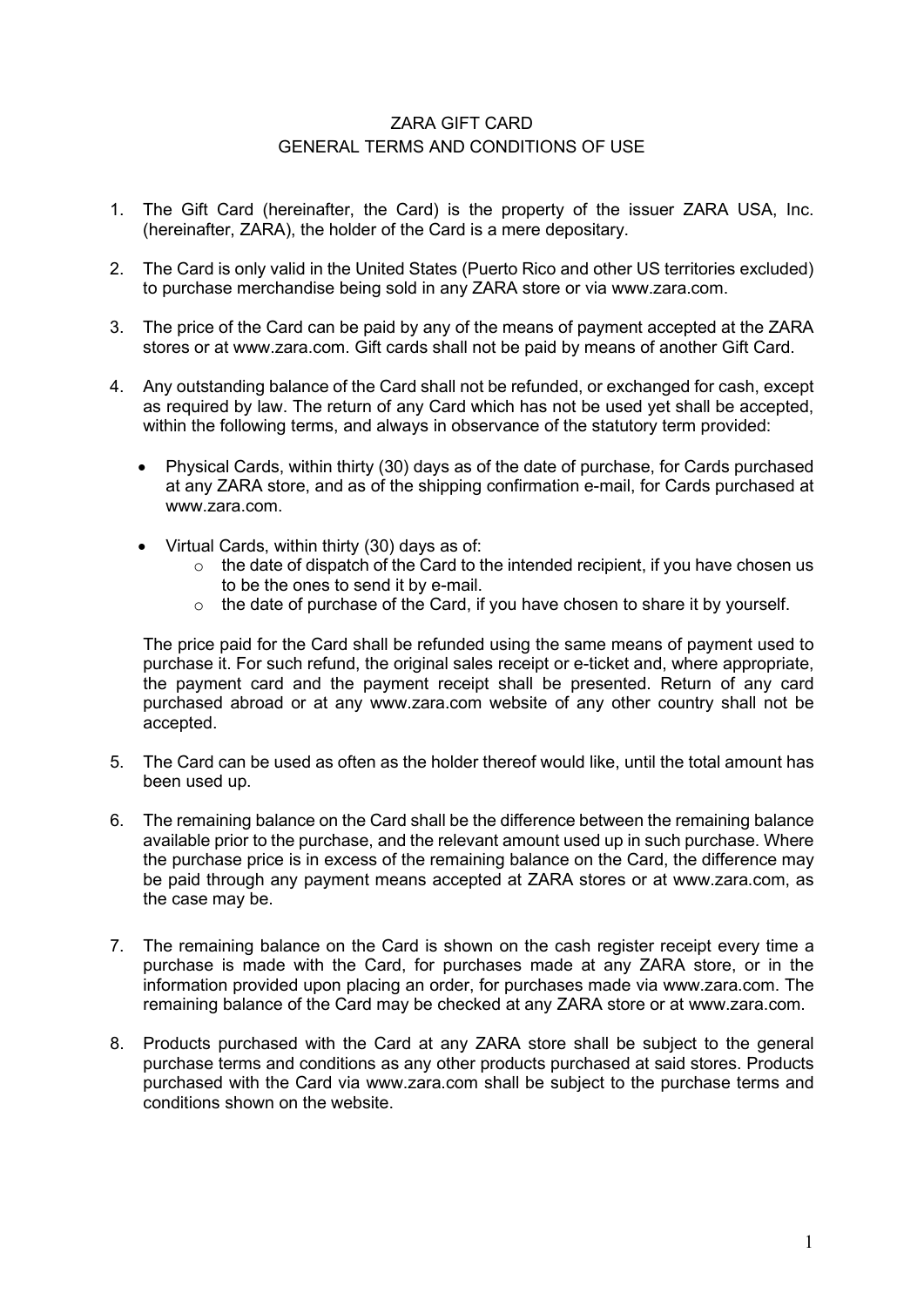# ZARA GIFT CARD
## GENERAL TERMS AND CONDITIONS OF USE

1. The Gift Card (hereinafter, the Card) is the property of the issuer ZARA USA, Inc. (hereinafter, ZARA), the holder of the Card is a mere depositary.

2. The Card is only valid in the United States (Puerto Rico and other US territories excluded) to purchase merchandise being sold in any ZARA store or via www.zara.com.

3. The price of the Card can be paid by any of the means of payment accepted at the ZARA stores or at www.zara.com. Gift cards shall not be paid by means of another Gift Card.

4. Any outstanding balance of the Card shall not be refunded, or exchanged for cash, except as required by law. The return of any Card which has not be used yet shall be accepted, within the following terms, and always in observance of the statutory term provided:

   - Physical Cards, within thirty (30) days as of the date of purchase, for Cards purchased at any ZARA store, and as of the shipping confirmation e-mail, for Cards purchased at www.zara.com.

   - Virtual Cards, within thirty (30) days as of:
     - the date of dispatch of the Card to the intended recipient, if you have chosen us to be the ones to send it by e-mail.
     - the date of purchase of the Card, if you have chosen to share it by yourself.

   The price paid for the Card shall be refunded using the same means of payment used to purchase it. For such refund, the original sales receipt or e-ticket and, where appropriate, the payment card and the payment receipt shall be presented. Return of any card purchased abroad or at any www.zara.com website of any other country shall not be accepted.

5. The Card can be used as often as the holder thereof would like, until the total amount has been used up.

6. The remaining balance on the Card shall be the difference between the remaining balance available prior to the purchase, and the relevant amount used up in such purchase. Where the purchase price is in excess of the remaining balance on the Card, the difference may be paid through any payment means accepted at ZARA stores or at www.zara.com, as the case may be.

7. The remaining balance on the Card is shown on the cash register receipt every time a purchase is made with the Card, for purchases made at any ZARA store, or in the information provided upon placing an order, for purchases made via www.zara.com. The remaining balance of the Card may be checked at any ZARA store or at www.zara.com.

8. Products purchased with the Card at any ZARA store shall be subject to the general purchase terms and conditions as any other products purchased at said stores. Products purchased with the Card via www.zara.com shall be subject to the purchase terms and conditions shown on the website.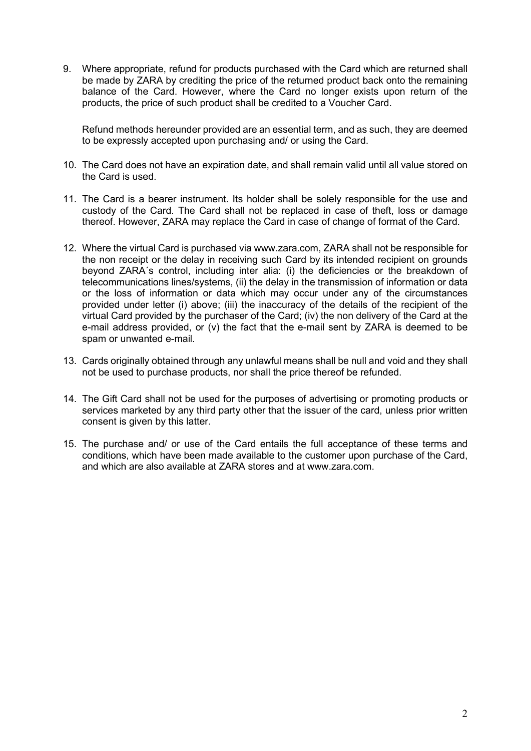9. Where appropriate, refund for products purchased with the Card which are returned shall be made by ZARA by crediting the price of the returned product back onto the remaining balance of the Card. However, where the Card no longer exists upon return of the products, the price of such product shall be credited to a Voucher Card.

   Refund methods hereunder provided are an essential term, and as such, they are deemed to be expressly accepted upon purchasing and/ or using the Card.

10. The Card does not have an expiration date, and shall remain valid until all value stored on the Card is used.

11. The Card is a bearer instrument. Its holder shall be solely responsible for the use and custody of the Card. The Card shall not be replaced in case of theft, loss or damage thereof. However, ZARA may replace the Card in case of change of format of the Card.

12. Where the virtual Card is purchased via www.zara.com, ZARA shall not be responsible for the non receipt or the delay in receiving such Card by its intended recipient on grounds beyond ZARA´s control, including inter alia: (i) the deficiencies or the breakdown of telecommunications lines/systems, (ii) the delay in the transmission of information or data or the loss of information or data which may occur under any of the circumstances provided under letter (i) above; (iii) the inaccuracy of the details of the recipient of the virtual Card provided by the purchaser of the Card; (iv) the non delivery of the Card at the e-mail address provided, or (v) the fact that the e-mail sent by ZARA is deemed to be spam or unwanted e-mail.

13. Cards originally obtained through any unlawful means shall be null and void and they shall not be used to purchase products, nor shall the price thereof be refunded.

14. The Gift Card shall not be used for the purposes of advertising or promoting products or services marketed by any third party other that the issuer of the card, unless prior written consent is given by this latter.

15. The purchase and/ or use of the Card entails the full acceptance of these terms and conditions, which have been made available to the customer upon purchase of the Card, and which are also available at ZARA stores and at www.zara.com.